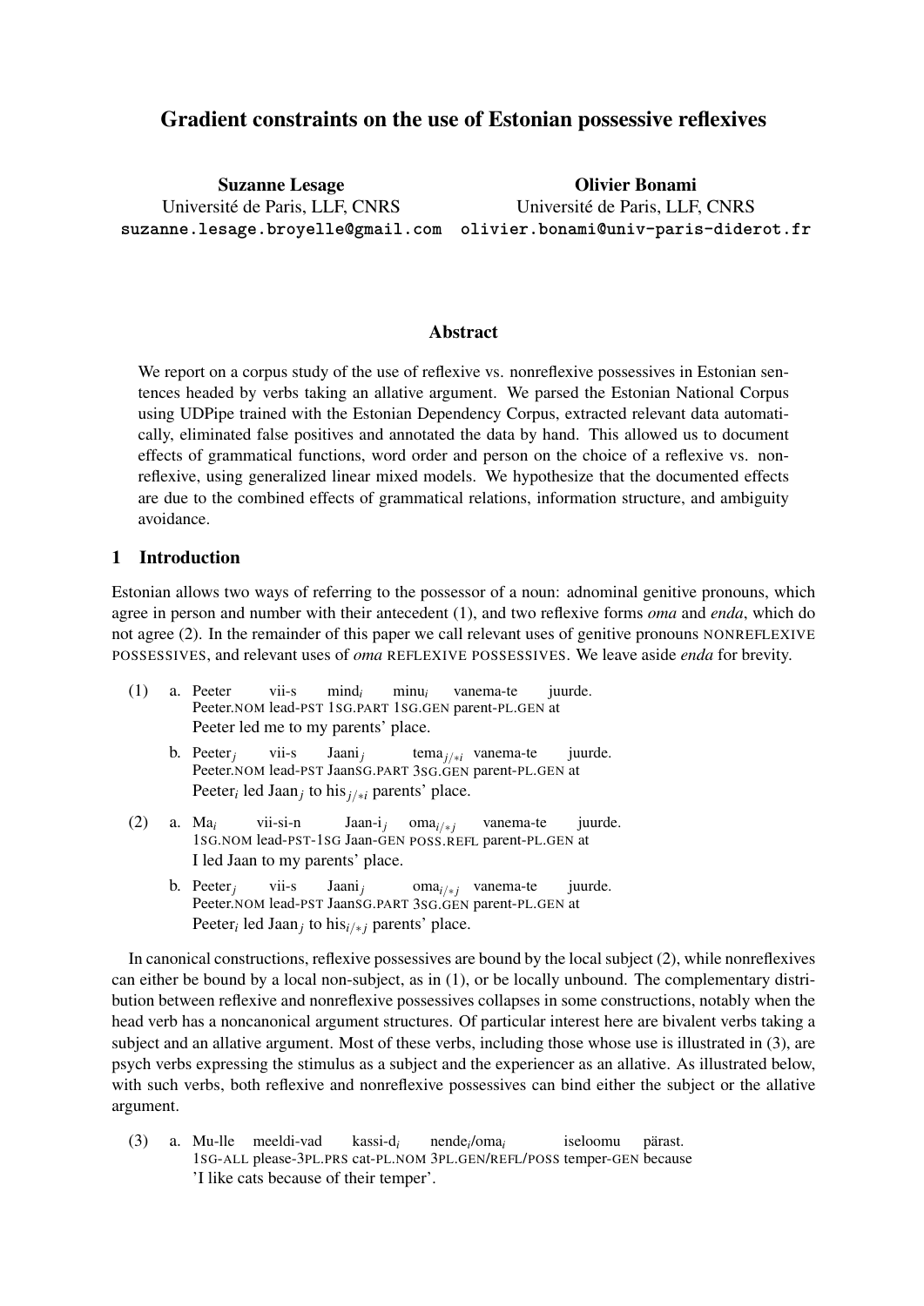# Gradient constraints on the use of Estonian possessive reflexives

**Suzanne Lesage**
Université de Paris, LLF, CNRS
`suzanne.lesage.broyelle@gmail.com`

**Olivier Bonami**
Université de Paris, LLF, CNRS
`olivier.bonami@univ-paris-diderot.fr`

## Abstract

We report on a corpus study of the use of reflexive vs. nonreflexive possessives in Estonian sentences headed by verbs taking an allative argument. We parsed the Estonian National Corpus using UDPipe trained with the Estonian Dependency Corpus, extracted relevant data automatically, eliminated false positives and annotated the data by hand. This allowed us to document effects of grammatical functions, word order and person on the choice of a reflexive vs. nonreflexive, using generalized linear mixed models. We hypothesize that the documented effects are due to the combined effects of grammatical relations, information structure, and ambiguity avoidance.

## 1 Introduction

Estonian allows two ways of referring to the possessor of a noun: adnominal genitive pronouns, which agree in person and number with their antecedent (1), and two reflexive forms *oma* and *enda*, which do not agree (2). In the remainder of this paper we call relevant uses of genitive pronouns NONREFLEXIVE POSSESSIVES, and relevant uses of *oma* REFLEXIVE POSSESSIVES. We leave aside *enda* for brevity.

(1) a. Peeter vii-s mind$_i$ minu$_i$ vanema-te juurde.
Peeter.NOM lead-PST 1SG.PART 1SG.GEN parent-PL.GEN at
Peeter led me to my parents' place.

b. Peeter$_j$ vii-s Jaani$_j$ tema$_{j/*i}$ vanema-te juurde.
Peeter.NOM lead-PST JaanSG.PART 3SG.GEN parent-PL.GEN at
Peeter$_i$ led Jaan$_j$ to his$_{j/*i}$ parents' place.

(2) a. Ma$_i$ vii-si-n Jaan-i$_j$ oma$_{i/*j}$ vanema-te juurde.
1SG.NOM lead-PST-1SG Jaan-GEN POSS.REFL parent-PL.GEN at
I led Jaan to my parents' place.

b. Peeter$_j$ vii-s Jaani$_j$ oma$_{i/*j}$ vanema-te juurde.
Peeter.NOM lead-PST JaanSG.PART 3SG.GEN parent-PL.GEN at
Peeter$_i$ led Jaan$_j$ to his$_{i/*j}$ parents' place.

In canonical constructions, reflexive possessives are bound by the local subject (2), while nonreflexives can either be bound by a local non-subject, as in (1), or be locally unbound. The complementary distribution between reflexive and nonreflexive possessives collapses in some constructions, notably when the head verb has a noncanonical argument structures. Of particular interest here are bivalent verbs taking a subject and an allative argument. Most of these verbs, including those whose use is illustrated in (3), are psych verbs expressing the stimulus as a subject and the experiencer as an allative. As illustrated below, with such verbs, both reflexive and nonreflexive possessives can bind either the subject or the allative argument.

(3) a. Mu-lle meeldi-vad kassi-d$_i$ nende$_i$/oma$_i$ iseloomu pärast.
1SG-ALL please-3PL.PRS cat-PL.NOM 3PL.GEN/REFL/POSS temper-GEN because
'I like cats because of their temper'.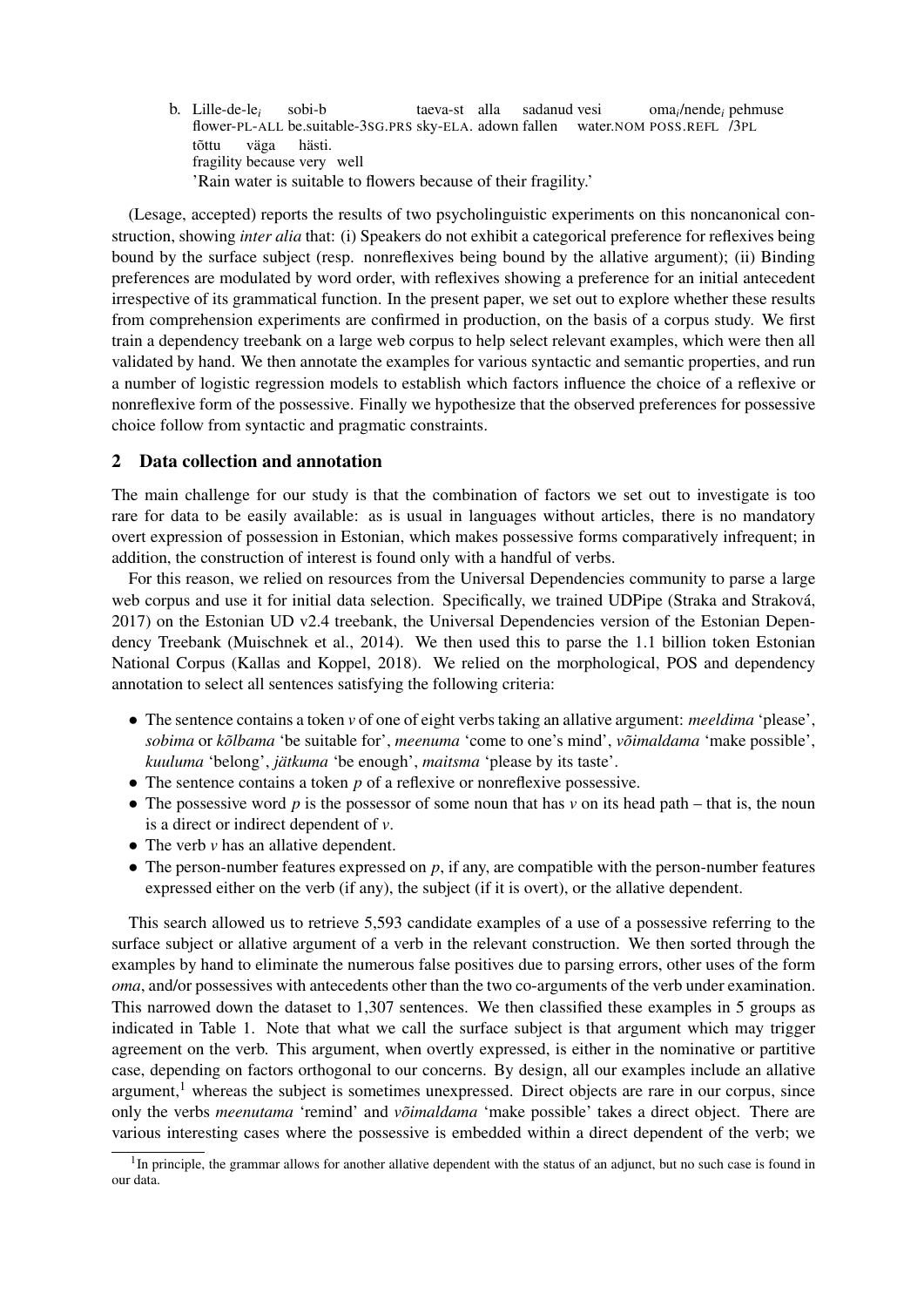b. Lille-de-le$_i$ sobi-b taeva-st alla sadanud vesi oma$_i$/nende$_i$ pehmuse
flower-PL-ALL be.suitable-3SG.PRS sky-ELA. adown fallen water.NOM POSS.REFL /3PL
tõttu väga hästi.
fragility because very well
'Rain water is suitable to flowers because of their fragility.'

(Lesage, accepted) reports the results of two psycholinguistic experiments on this noncanonical construction, showing *inter alia* that: (i) Speakers do not exhibit a categorical preference for reflexives being bound by the surface subject (resp. nonreflexives being bound by the allative argument); (ii) Binding preferences are modulated by word order, with reflexives showing a preference for an initial antecedent irrespective of its grammatical function. In the present paper, we set out to explore whether these results from comprehension experiments are confirmed in production, on the basis of a corpus study. We first train a dependency treebank on a large web corpus to help select relevant examples, which were then all validated by hand. We then annotate the examples for various syntactic and semantic properties, and run a number of logistic regression models to establish which factors influence the choice of a reflexive or nonreflexive form of the possessive. Finally we hypothesize that the observed preferences for possessive choice follow from syntactic and pragmatic constraints.

## 2 Data collection and annotation

The main challenge for our study is that the combination of factors we set out to investigate is too rare for data to be easily available: as is usual in languages without articles, there is no mandatory overt expression of possession in Estonian, which makes possessive forms comparatively infrequent; in addition, the construction of interest is found only with a handful of verbs.

For this reason, we relied on resources from the Universal Dependencies community to parse a large web corpus and use it for initial data selection. Specifically, we trained UDPipe (Straka and Straková, 2017) on the Estonian UD v2.4 treebank, the Universal Dependencies version of the Estonian Dependency Treebank (Muischnek et al., 2014). We then used this to parse the 1.1 billion token Estonian National Corpus (Kallas and Koppel, 2018). We relied on the morphological, POS and dependency annotation to select all sentences satisfying the following criteria:

- The sentence contains a token *v* of one of eight verbs taking an allative argument: *meeldima* 'please', *sobima* or *kõlbama* 'be suitable for', *meenuma* 'come to one's mind', *võimaldama* 'make possible', *kuuluma* 'belong', *jätkuma* 'be enough', *maitsma* 'please by its taste'.
- The sentence contains a token *p* of a reflexive or nonreflexive possessive.
- The possessive word *p* is the possessor of some noun that has *v* on its head path – that is, the noun is a direct or indirect dependent of *v*.
- The verb *v* has an allative dependent.
- The person-number features expressed on *p*, if any, are compatible with the person-number features expressed either on the verb (if any), the subject (if it is overt), or the allative dependent.

This search allowed us to retrieve 5,593 candidate examples of a use of a possessive referring to the surface subject or allative argument of a verb in the relevant construction. We then sorted through the examples by hand to eliminate the numerous false positives due to parsing errors, other uses of the form *oma*, and/or possessives with antecedents other than the two co-arguments of the verb under examination. This narrowed down the dataset to 1,307 sentences. We then classified these examples in 5 groups as indicated in Table 1. Note that what we call the surface subject is that argument which may trigger agreement on the verb. This argument, when overtly expressed, is either in the nominative or partitive case, depending on factors orthogonal to our concerns. By design, all our examples include an allative argument,[1] whereas the subject is sometimes unexpressed. Direct objects are rare in our corpus, since only the verbs *meenutama* 'remind' and *võimaldama* 'make possible' takes a direct object. There are various interesting cases where the possessive is embedded within a direct dependent of the verb; we

[1] In principle, the grammar allows for another allative dependent with the status of an adjunct, but no such case is found in our data.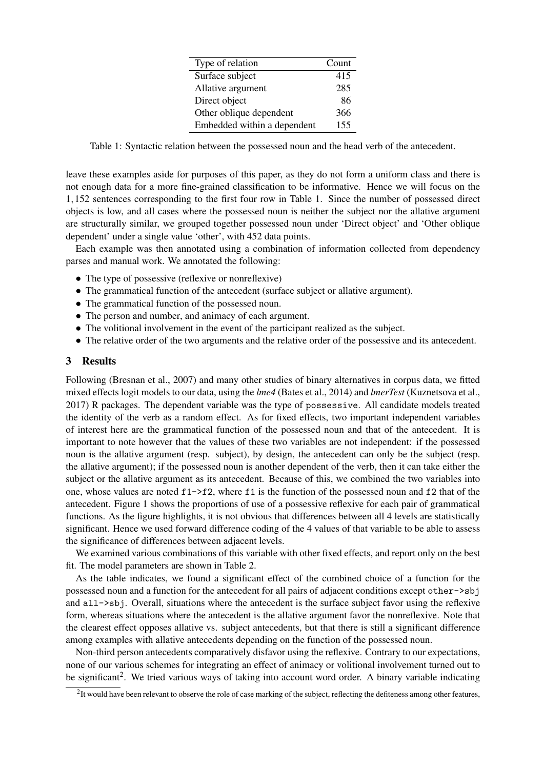| Type of relation | Count |
|---|---|
| Surface subject | 415 |
| Allative argument | 285 |
| Direct object | 86 |
| Other oblique dependent | 366 |
| Embedded within a dependent | 155 |

Table 1: Syntactic relation between the possessed noun and the head verb of the antecedent.

leave these examples aside for purposes of this paper, as they do not form a uniform class and there is not enough data for a more fine-grained classification to be informative. Hence we will focus on the 1,152 sentences corresponding to the first four row in Table 1. Since the number of possessed direct objects is low, and all cases where the possessed noun is neither the subject nor the allative argument are structurally similar, we grouped together possessed noun under 'Direct object' and 'Other oblique dependent' under a single value 'other', with 452 data points.

Each example was then annotated using a combination of information collected from dependency parses and manual work. We annotated the following:

- The type of possessive (reflexive or nonreflexive)
- The grammatical function of the antecedent (surface subject or allative argument).
- The grammatical function of the possessed noun.
- The person and number, and animacy of each argument.
- The volitional involvement in the event of the participant realized as the subject.
- The relative order of the two arguments and the relative order of the possessive and its antecedent.

## 3 Results

Following (Bresnan et al., 2007) and many other studies of binary alternatives in corpus data, we fitted mixed effects logit models to our data, using the *lme4* (Bates et al., 2014) and *lmerTest* (Kuznetsova et al., 2017) R packages. The dependent variable was the type of `possessive`. All candidate models treated the identity of the verb as a random effect. As for fixed effects, two important independent variables of interest here are the grammatical function of the possessed noun and that of the antecedent. It is important to note however that the values of these two variables are not independent: if the possessed noun is the allative argument (resp. subject), by design, the antecedent can only be the subject (resp. the allative argument); if the possessed noun is another dependent of the verb, then it can take either the subject or the allative argument as its antecedent. Because of this, we combined the two variables into one, whose values are noted `f1->f2`, where `f1` is the function of the possessed noun and `f2` that of the antecedent. Figure 1 shows the proportions of use of a possessive reflexive for each pair of grammatical functions. As the figure highlights, it is not obvious that differences between all 4 levels are statistically significant. Hence we used forward difference coding of the 4 values of that variable to be able to assess the significance of differences between adjacent levels.

We examined various combinations of this variable with other fixed effects, and report only on the best fit. The model parameters are shown in Table 2.

As the table indicates, we found a significant effect of the combined choice of a function for the possessed noun and a function for the antecedent for all pairs of adjacent conditions except `other->sbj` and `all->sbj`. Overall, situations where the antecedent is the surface subject favor using the reflexive form, whereas situations where the antecedent is the allative argument favor the nonreflexive. Note that the clearest effect opposes allative vs. subject antecedents, but that there is still a significant difference among examples with allative antecedents depending on the function of the possessed noun.

Non-third person antecedents comparatively disfavor using the reflexive. Contrary to our expectations, none of our various schemes for integrating an effect of animacy or volitional involvement turned out to be significant[2]. We tried various ways of taking into account word order. A binary variable indicating

[2]It would have been relevant to observe the role of case marking of the subject, reflecting the defiteness among other features,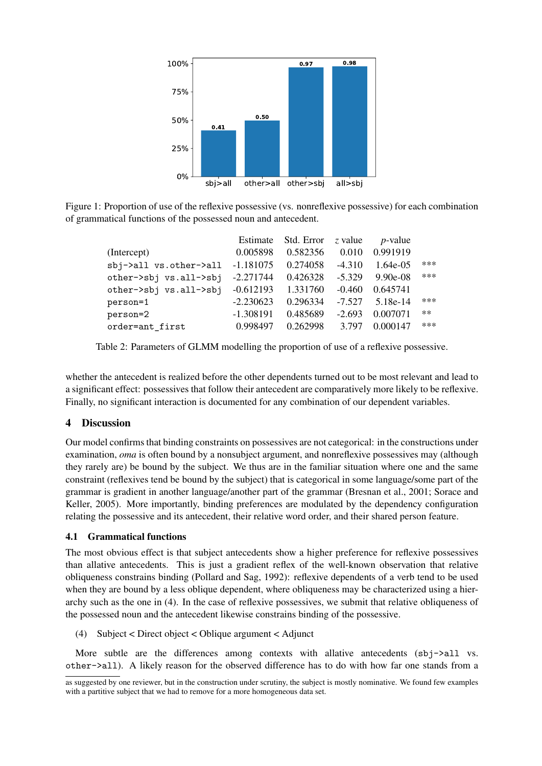Figure 1: Proportion of use of the reflexive possessive (vs. nonreflexive possessive) for each combination of grammatical functions of the possessed noun and antecedent.

| | Estimate | Std. Error | $z$ value | $p$-value | |
|---|---|---|---|---|---|
| (Intercept) | 0.005898 | 0.582356 | 0.010 | 0.991919 | |
| `sbj->all vs.other->all` | -1.181075 | 0.274058 | -4.310 | 1.64e-05 | *** |
| `other->sbj vs.all->sbj` | -2.271744 | 0.426328 | -5.329 | 9.90e-08 | *** |
| `other->sbj vs.all->sbj` | -0.612193 | 1.331760 | -0.460 | 0.645741 | |
| `person=1` | -2.230623 | 0.296334 | -7.527 | 5.18e-14 | *** |
| `person=2` | -1.308191 | 0.485689 | -2.693 | 0.007071 | ** |
| `order=ant_first` | 0.998497 | 0.262998 | 3.797 | 0.000147 | *** |

Table 2: Parameters of GLMM modelling the proportion of use of a reflexive possessive.

whether the antecedent is realized before the other dependents turned out to be most relevant and lead to a significant effect: possessives that follow their antecedent are comparatively more likely to be reflexive. Finally, no significant interaction is documented for any combination of our dependent variables.

## 4 Discussion

Our model confirms that binding constraints on possessives are not categorical: in the constructions under examination, *oma* is often bound by a nonsubject argument, and nonreflexive possessives may (although they rarely are) be bound by the subject. We thus are in the familiar situation where one and the same constraint (reflexives tend be bound by the subject) that is categorical in some language/some part of the grammar is gradient in another language/another part of the grammar (Bresnan et al., 2001; Sorace and Keller, 2005). More importantly, binding preferences are modulated by the dependency configuration relating the possessive and its antecedent, their relative word order, and their shared person feature.

### 4.1 Grammatical functions

The most obvious effect is that subject antecedents show a higher preference for reflexive possessives than allative antecedents. This is just a gradient reflex of the well-known observation that relative obliqueness constrains binding (Pollard and Sag, 1992): reflexive dependents of a verb tend to be used when they are bound by a less oblique dependent, where obliqueness may be characterized using a hierarchy such as the one in (4). In the case of reflexive possessives, we submit that relative obliqueness of the possessed noun and the antecedent likewise constrains binding of the possessive.

(4) Subject < Direct object < Oblique argument < Adjunct

More subtle are the differences among contexts with allative antecedents (`sbj->all` vs. `other->all`). A likely reason for the observed difference has to do with how far one stands from a

as suggested by one reviewer, but in the construction under scrutiny, the subject is mostly nominative. We found few examples with a partitive subject that we had to remove for a more homogeneous data set.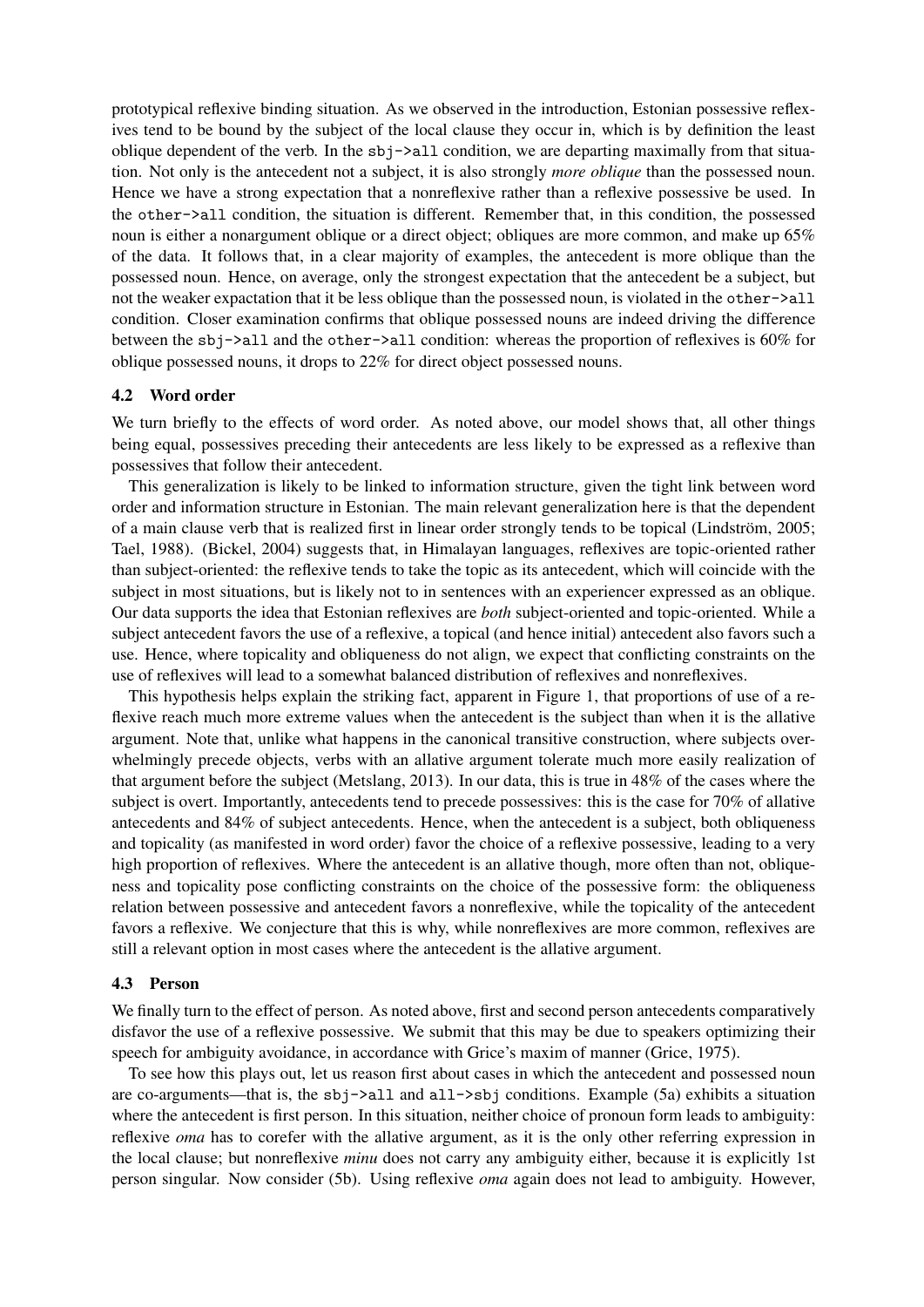prototypical reflexive binding situation. As we observed in the introduction, Estonian possessive reflexives tend to be bound by the subject of the local clause they occur in, which is by definition the least oblique dependent of the verb. In the `sbj->all` condition, we are departing maximally from that situation. Not only is the antecedent not a subject, it is also strongly *more oblique* than the possessed noun. Hence we have a strong expectation that a nonreflexive rather than a reflexive possessive be used. In the `other->all` condition, the situation is different. Remember that, in this condition, the possessed noun is either a nonargument oblique or a direct object; obliques are more common, and make up 65% of the data. It follows that, in a clear majority of examples, the antecedent is more oblique than the possessed noun. Hence, on average, only the strongest expectation that the antecedent be a subject, but not the weaker expactation that it be less oblique than the possessed noun, is violated in the `other->all` condition. Closer examination confirms that oblique possessed nouns are indeed driving the difference between the `sbj->all` and the `other->all` condition: whereas the proportion of reflexives is 60% for oblique possessed nouns, it drops to 22% for direct object possessed nouns.

### 4.2 Word order

We turn briefly to the effects of word order. As noted above, our model shows that, all other things being equal, possessives preceding their antecedents are less likely to be expressed as a reflexive than possessives that follow their antecedent.

This generalization is likely to be linked to information structure, given the tight link between word order and information structure in Estonian. The main relevant generalization here is that the dependent of a main clause verb that is realized first in linear order strongly tends to be topical (Lindström, 2005; Tael, 1988). (Bickel, 2004) suggests that, in Himalayan languages, reflexives are topic-oriented rather than subject-oriented: the reflexive tends to take the topic as its antecedent, which will coincide with the subject in most situations, but is likely not to in sentences with an experiencer expressed as an oblique. Our data supports the idea that Estonian reflexives are *both* subject-oriented and topic-oriented. While a subject antecedent favors the use of a reflexive, a topical (and hence initial) antecedent also favors such a use. Hence, where topicality and obliqueness do not align, we expect that conflicting constraints on the use of reflexives will lead to a somewhat balanced distribution of reflexives and nonreflexives.

This hypothesis helps explain the striking fact, apparent in Figure 1, that proportions of use of a reflexive reach much more extreme values when the antecedent is the subject than when it is the allative argument. Note that, unlike what happens in the canonical transitive construction, where subjects overwhelmingly precede objects, verbs with an allative argument tolerate much more easily realization of that argument before the subject (Metslang, 2013). In our data, this is true in 48% of the cases where the subject is overt. Importantly, antecedents tend to precede possessives: this is the case for 70% of allative antecedents and 84% of subject antecedents. Hence, when the antecedent is a subject, both obliqueness and topicality (as manifested in word order) favor the choice of a reflexive possessive, leading to a very high proportion of reflexives. Where the antecedent is an allative though, more often than not, obliqueness and topicality pose conflicting constraints on the choice of the possessive form: the obliqueness relation between possessive and antecedent favors a nonreflexive, while the topicality of the antecedent favors a reflexive. We conjecture that this is why, while nonreflexives are more common, reflexives are still a relevant option in most cases where the antecedent is the allative argument.

### 4.3 Person

We finally turn to the effect of person. As noted above, first and second person antecedents comparatively disfavor the use of a reflexive possessive. We submit that this may be due to speakers optimizing their speech for ambiguity avoidance, in accordance with Grice's maxim of manner (Grice, 1975).

To see how this plays out, let us reason first about cases in which the antecedent and possessed noun are co-arguments—that is, the `sbj->all` and `all->sbj` conditions. Example (5a) exhibits a situation where the antecedent is first person. In this situation, neither choice of pronoun form leads to ambiguity: reflexive *oma* has to corefer with the allative argument, as it is the only other referring expression in the local clause; but nonreflexive *minu* does not carry any ambiguity either, because it is explicitly 1st person singular. Now consider (5b). Using reflexive *oma* again does not lead to ambiguity. However,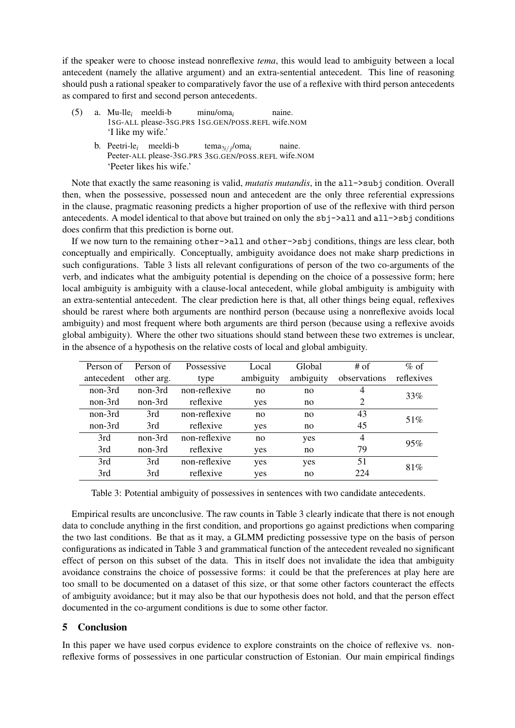if the speaker were to choose instead nonreflexive *tema*, this would lead to ambiguity between a local antecedent (namely the allative argument) and an extra-sentential antecedent. This line of reasoning should push a rational speaker to comparatively favor the use of a reflexive with third person antecedents as compared to first and second person antecedents.

(5) a. Mu-lle$_i$ meeldi-b minu/oma$_i$ naine.
1SG-ALL please-3SG.PRS 1SG.GEN/POSS.REFL wife.NOM
'I like my wife.'

b. Peetri-le$_i$ meeldi-b tema$_{?i/j}$/oma$_i$ naine.
Peeter-ALL please-3SG.PRS 3SG.GEN/POSS.REFL wife.NOM
'Peeter likes his wife.'

Note that exactly the same reasoning is valid, *mutatis mutandis*, in the `all->subj` condition. Overall then, when the possessive, possessed noun and antecedent are the only three referential expressions in the clause, pragmatic reasoning predicts a higher proportion of use of the reflexive with third person antecedents. A model identical to that above but trained on only the `sbj->all` and `all->sbj` conditions does confirm that this prediction is borne out.

If we now turn to the remaining `other->all` and `other->sbj` conditions, things are less clear, both conceptually and empirically. Conceptually, ambiguity avoidance does not make sharp predictions in such configurations. Table 3 lists all relevant configurations of person of the two co-arguments of the verb, and indicates what the ambiguity potential is depending on the choice of a possessive form; here local ambiguity is ambiguity with a clause-local antecedent, while global ambiguity is ambiguity with an extra-sentential antecedent. The clear prediction here is that, all other things being equal, reflexives should be rarest where both arguments are nonthird person (because using a nonreflexive avoids local ambiguity) and most frequent where both arguments are third person (because using a reflexive avoids global ambiguity). Where the other two situations should stand between these two extremes is unclear, in the absence of a hypothesis on the relative costs of local and global ambiguity.

| Person of antecedent | Person of other arg. | Possessive type | Local ambiguity | Global ambiguity | # of observations | % of reflexives |
|---|---|---|---|---|---|---|
| non-3rd | non-3rd | non-reflexive | no | no | 4 | 33% |
| non-3rd | non-3rd | reflexive | yes | no | 2 | |
| non-3rd | 3rd | non-reflexive | no | no | 43 | 51% |
| non-3rd | 3rd | reflexive | yes | no | 45 | |
| 3rd | non-3rd | non-reflexive | no | yes | 4 | 95% |
| 3rd | non-3rd | reflexive | yes | no | 79 | |
| 3rd | 3rd | non-reflexive | yes | yes | 51 | 81% |
| 3rd | 3rd | reflexive | yes | no | 224 | |

Table 3: Potential ambiguity of possessives in sentences with two candidate antecedents.

Empirical results are unconclusive. The raw counts in Table 3 clearly indicate that there is not enough data to conclude anything in the first condition, and proportions go against predictions when comparing the two last conditions. Be that as it may, a GLMM predicting possessive type on the basis of person configurations as indicated in Table 3 and grammatical function of the antecedent revealed no significant effect of person on this subset of the data. This in itself does not invalidate the idea that ambiguity avoidance constrains the choice of possessive forms: it could be that the preferences at play here are too small to be documented on a dataset of this size, or that some other factors counteract the effects of ambiguity avoidance; but it may also be that our hypothesis does not hold, and that the person effect documented in the co-argument conditions is due to some other factor.

## 5 Conclusion

In this paper we have used corpus evidence to explore constraints on the choice of reflexive vs. nonreflexive forms of possessives in one particular construction of Estonian. Our main empirical findings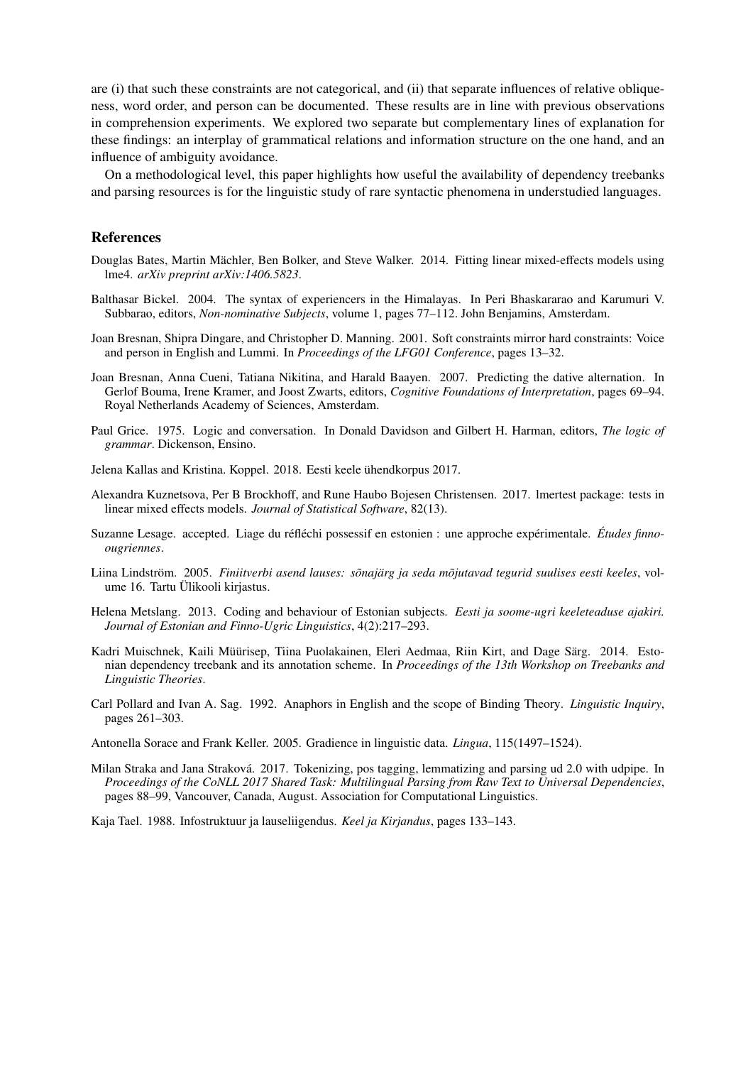are (i) that such these constraints are not categorical, and (ii) that separate influences of relative obliqueness, word order, and person can be documented. These results are in line with previous observations in comprehension experiments. We explored two separate but complementary lines of explanation for these findings: an interplay of grammatical relations and information structure on the one hand, and an influence of ambiguity avoidance.

On a methodological level, this paper highlights how useful the availability of dependency treebanks and parsing resources is for the linguistic study of rare syntactic phenomena in understudied languages.

## References

Douglas Bates, Martin Mächler, Ben Bolker, and Steve Walker. 2014. Fitting linear mixed-effects models using lme4. *arXiv preprint arXiv:1406.5823*.

Balthasar Bickel. 2004. The syntax of experiencers in the Himalayas. In Peri Bhaskararao and Karumuri V. Subbarao, editors, *Non-nominative Subjects*, volume 1, pages 77–112. John Benjamins, Amsterdam.

Joan Bresnan, Shipra Dingare, and Christopher D. Manning. 2001. Soft constraints mirror hard constraints: Voice and person in English and Lummi. In *Proceedings of the LFG01 Conference*, pages 13–32.

Joan Bresnan, Anna Cueni, Tatiana Nikitina, and Harald Baayen. 2007. Predicting the dative alternation. In Gerlof Bouma, Irene Kramer, and Joost Zwarts, editors, *Cognitive Foundations of Interpretation*, pages 69–94. Royal Netherlands Academy of Sciences, Amsterdam.

Paul Grice. 1975. Logic and conversation. In Donald Davidson and Gilbert H. Harman, editors, *The logic of grammar*. Dickenson, Ensino.

Jelena Kallas and Kristina. Koppel. 2018. Eesti keele ühendkorpus 2017.

Alexandra Kuznetsova, Per B Brockhoff, and Rune Haubo Bojesen Christensen. 2017. lmertest package: tests in linear mixed effects models. *Journal of Statistical Software*, 82(13).

Suzanne Lesage. accepted. Liage du réfléchi possessif en estonien : une approche expérimentale. *Études finno-ougriennes*.

Liina Lindström. 2005. *Finiitverbi asend lauses: sõnajärg ja seda mõjutavad tegurid suulises eesti keeles*, volume 16. Tartu Ülikooli kirjastus.

Helena Metslang. 2013. Coding and behaviour of Estonian subjects. *Eesti ja soome-ugri keeleteaduse ajakiri. Journal of Estonian and Finno-Ugric Linguistics*, 4(2):217–293.

Kadri Muischnek, Kaili Müürisep, Tiina Puolakainen, Eleri Aedmaa, Riin Kirt, and Dage Särg. 2014. Estonian dependency treebank and its annotation scheme. In *Proceedings of the 13th Workshop on Treebanks and Linguistic Theories*.

Carl Pollard and Ivan A. Sag. 1992. Anaphors in English and the scope of Binding Theory. *Linguistic Inquiry*, pages 261–303.

Antonella Sorace and Frank Keller. 2005. Gradience in linguistic data. *Lingua*, 115(1497–1524).

Milan Straka and Jana Straková. 2017. Tokenizing, pos tagging, lemmatizing and parsing ud 2.0 with udpipe. In *Proceedings of the CoNLL 2017 Shared Task: Multilingual Parsing from Raw Text to Universal Dependencies*, pages 88–99, Vancouver, Canada, August. Association for Computational Linguistics.

Kaja Tael. 1988. Infostruktuur ja lauseliigendus. *Keel ja Kirjandus*, pages 133–143.